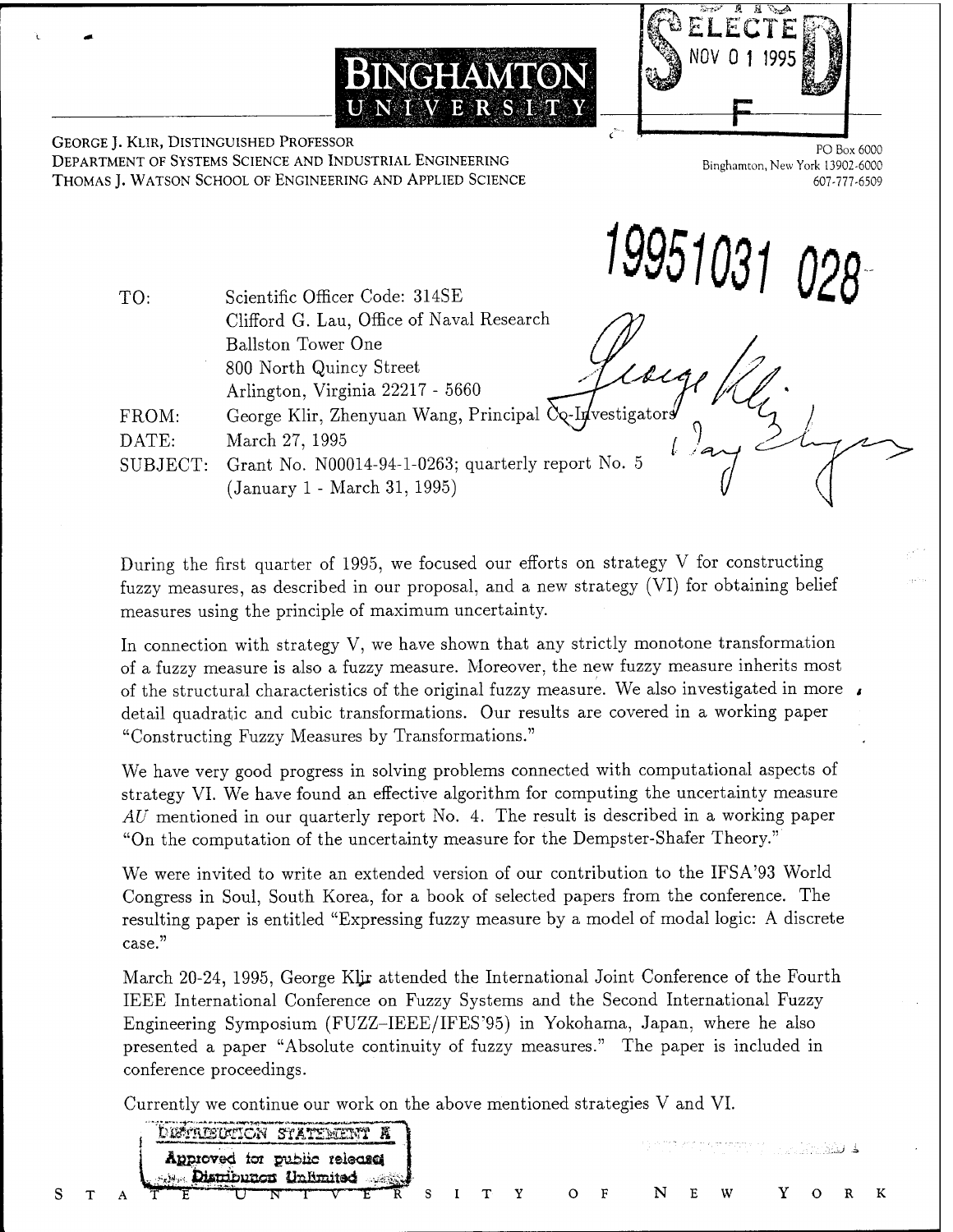**BINGHAMTON UNIVERSITY**

GEORGE J. KLIR, DISTINGUISHED PROFESSOR
DEPARTMENT OF SYSTEMS SCIENCE AND INDUSTRIAL ENGINEERING
THOMAS J. WATSON SCHOOL OF ENGINEERING AND APPLIED SCIENCE

PO Box 6000
Binghamton, New York 13902-6000
607-777-6509

DTIC ELECTE NOV 0 1 1995 S F D

19951031 028

TO: Scientific Officer Code: 314SE
Clifford G. Lau, Office of Naval Research
Ballston Tower One
800 North Quincy Street
Arlington, Virginia 22217 - 5660

FROM: George Klir, Zhenyuan Wang, Principal Co-Investigators

DATE: March 27, 1995

SUBJECT: Grant No. N00014-94-1-0263; quarterly report No. 5 (January 1 - March 31, 1995)

During the first quarter of 1995, we focused our efforts on strategy V for constructing fuzzy measures, as described in our proposal, and a new strategy (VI) for obtaining belief measures using the principle of maximum uncertainty.

In connection with strategy V, we have shown that any strictly monotone transformation of a fuzzy measure is also a fuzzy measure. Moreover, the new fuzzy measure inherits most of the structural characteristics of the original fuzzy measure. We also investigated in more detail quadratic and cubic transformations. Our results are covered in a working paper "Constructing Fuzzy Measures by Transformations."

We have very good progress in solving problems connected with computational aspects of strategy VI. We have found an effective algorithm for computing the uncertainty measure *AU* mentioned in our quarterly report No. 4. The result is described in a working paper "On the computation of the uncertainty measure for the Dempster-Shafer Theory."

We were invited to write an extended version of our contribution to the IFSA'93 World Congress in Soul, South Korea, for a book of selected papers from the conference. The resulting paper is entitled "Expressing fuzzy measure by a model of modal logic: A discrete case."

March 20-24, 1995, George Klir attended the International Joint Conference of the Fourth IEEE International Conference on Fuzzy Systems and the Second International Fuzzy Engineering Symposium (FUZZ-IEEE/IFES'95) in Yokohama, Japan, where he also presented a paper "Absolute continuity of fuzzy measures." The paper is included in conference proceedings.

Currently we continue our work on the above mentioned strategies V and VI.

DISTRIBUTION STATEMENT A
Approved for public release;
Distribution Unlimited

STATE UNIVERSITY OF NEW YORK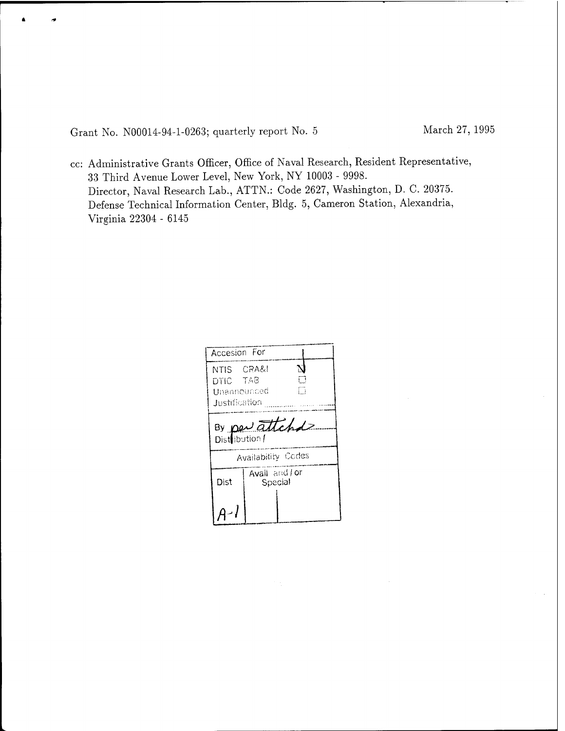Grant No. N00014-94-1-0263; quarterly report No. 5 March 27, 1995

cc: Administrative Grants Officer, Office of Naval Research, Resident Representative, 33 Third Avenue Lower Level, New York, NY 10003 - 9998.
Director, Naval Research Lab., ATTN.: Code 2627, Washington, D. C. 20375.
Defense Technical Information Center, Bldg. 5, Cameron Station, Alexandria, Virginia 22304 - 6145

| Accesion For | | |
|---|---|---|
| NTIS CRA&I | | ☑ |
| DTIC TAB | | ☐ |
| Unannounced | | ☐ |
| Justification | | |
| By *per attchd* | | |
| Distribution / | | |
| Availability Codes | | |
| Dist | Avail and / or Special | |
| *A-1* | | |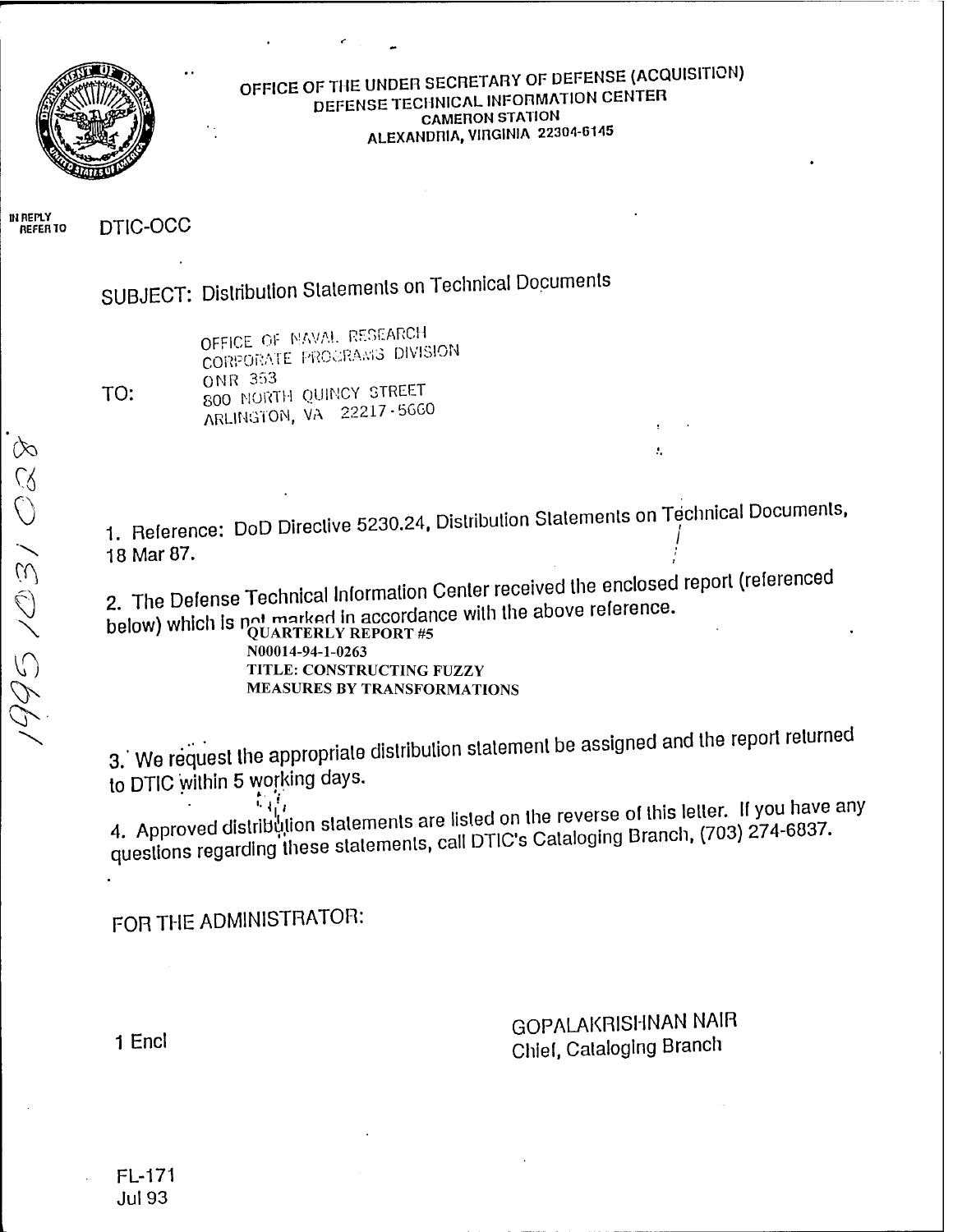OFFICE OF THE UNDER SECRETARY OF DEFENSE (ACQUISITION)
DEFENSE TECHNICAL INFORMATION CENTER
CAMERON STATION
ALEXANDRIA, VIRGINIA 22304-6145

IN REPLY REFER TO DTIC-OCC

SUBJECT: Distribution Statements on Technical Documents

TO: OFFICE OF NAVAL RESEARCH
CORPORATE PROGRAMS DIVISION
ONR 353
800 NORTH QUINCY STREET
ARLINGTON, VA 22217-5660

19951031 028

1. Reference: DoD Directive 5230.24, Distribution Statements on Technical Documents, 18 Mar 87.

2. The Defense Technical Information Center received the enclosed report (referenced below) which is not marked in accordance with the above reference.

   **QUARTERLY REPORT #5**
   **N00014-94-1-0263**
   **TITLE: CONSTRUCTING FUZZY MEASURES BY TRANSFORMATIONS**

3. We request the appropriate distribution statement be assigned and the report returned to DTIC within 5 working days.

4. Approved distribution statements are listed on the reverse of this letter. If you have any questions regarding these statements, call DTIC's Cataloging Branch, (703) 274-6837.

FOR THE ADMINISTRATOR:

1 Encl

GOPALAKRISHNAN NAIR
Chief, Cataloging Branch

FL-171
Jul 93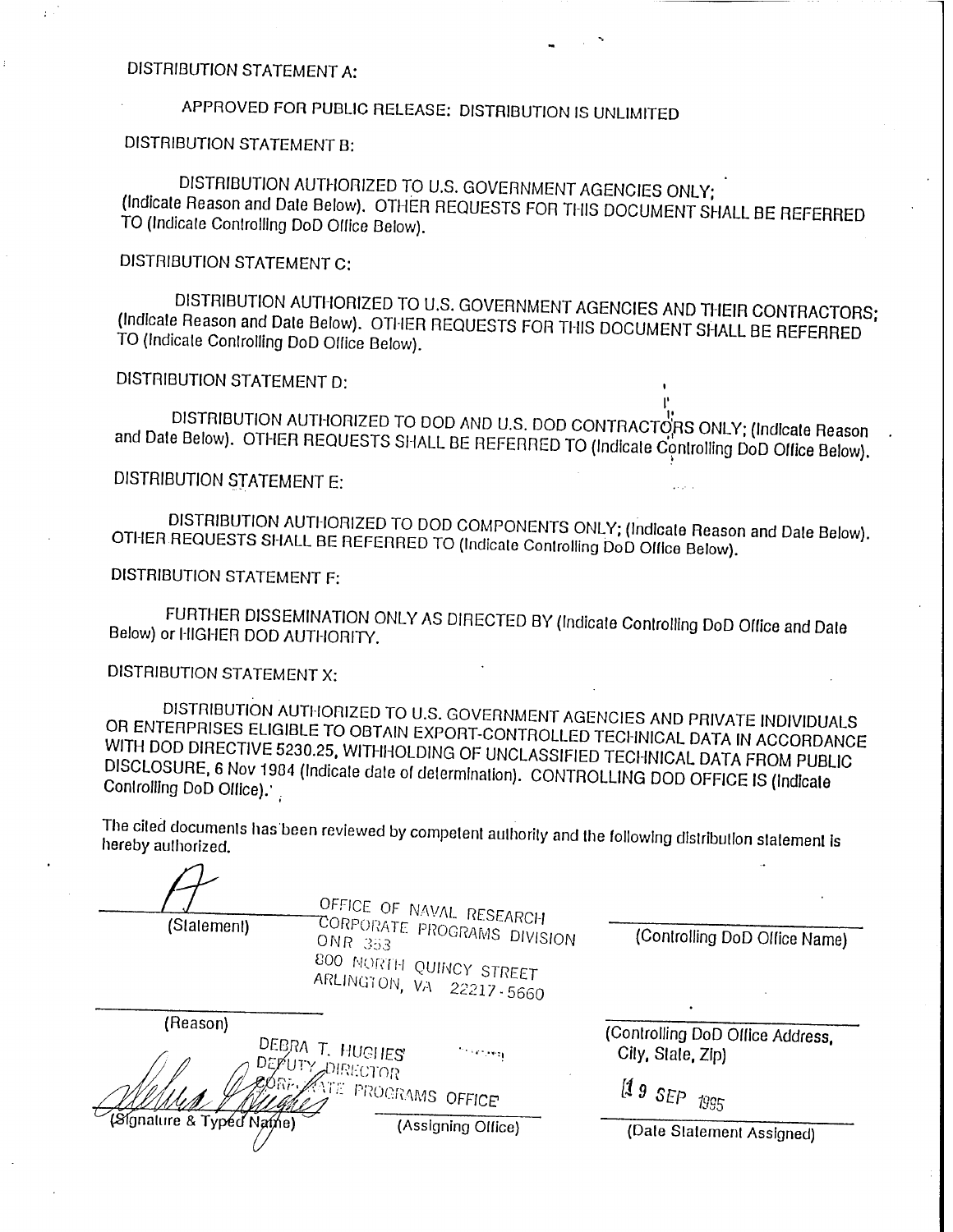DISTRIBUTION STATEMENT A:

APPROVED FOR PUBLIC RELEASE: DISTRIBUTION IS UNLIMITED

DISTRIBUTION STATEMENT B:

DISTRIBUTION AUTHORIZED TO U.S. GOVERNMENT AGENCIES ONLY; (Indicate Reason and Date Below). OTHER REQUESTS FOR THIS DOCUMENT SHALL BE REFERRED TO (Indicate Controlling DoD Office Below).

DISTRIBUTION STATEMENT C:

DISTRIBUTION AUTHORIZED TO U.S. GOVERNMENT AGENCIES AND THEIR CONTRACTORS; (Indicate Reason and Date Below). OTHER REQUESTS FOR THIS DOCUMENT SHALL BE REFERRED TO (Indicate Controlling DoD Office Below).

DISTRIBUTION STATEMENT D:

DISTRIBUTION AUTHORIZED TO DOD AND U.S. DOD CONTRACTORS ONLY; (Indicate Reason and Date Below). OTHER REQUESTS SHALL BE REFERRED TO (Indicate Controlling DoD Office Below).

DISTRIBUTION STATEMENT E:

DISTRIBUTION AUTHORIZED TO DOD COMPONENTS ONLY; (Indicate Reason and Date Below). OTHER REQUESTS SHALL BE REFERRED TO (Indicate Controlling DoD Office Below).

DISTRIBUTION STATEMENT F:

FURTHER DISSEMINATION ONLY AS DIRECTED BY (Indicate Controlling DoD Office and Date Below) or HIGHER DOD AUTHORITY.

DISTRIBUTION STATEMENT X:

DISTRIBUTION AUTHORIZED TO U.S. GOVERNMENT AGENCIES AND PRIVATE INDIVIDUALS OR ENTERPRISES ELIGIBLE TO OBTAIN EXPORT-CONTROLLED TECHNICAL DATA IN ACCORDANCE WITH DOD DIRECTIVE 5230.25, WITHHOLDING OF UNCLASSIFIED TECHNICAL DATA FROM PUBLIC DISCLOSURE, 6 Nov 1984 (Indicate date of determination). CONTROLLING DOD OFFICE IS (Indicate Controlling DoD Office).

The cited documents has been reviewed by competent authority and the following distribution statement is hereby authorized.

A
(Statement)

OFFICE OF NAVAL RESEARCH
CORPORATE PROGRAMS DIVISION
ONR 353
800 NORTH QUINCY STREET
ARLINGTON, VA 22217-5660

(Controlling DoD Office Name)

(Reason)

(Controlling DoD Office Address, City, State, Zip)

DEBRA T. HUGHES
DEPUTY DIRECTOR
CORPORATE PROGRAMS OFFICE

(Signature & Typed Name)

(Assigning Office)

19 SEP 1995

(Date Statement Assigned)